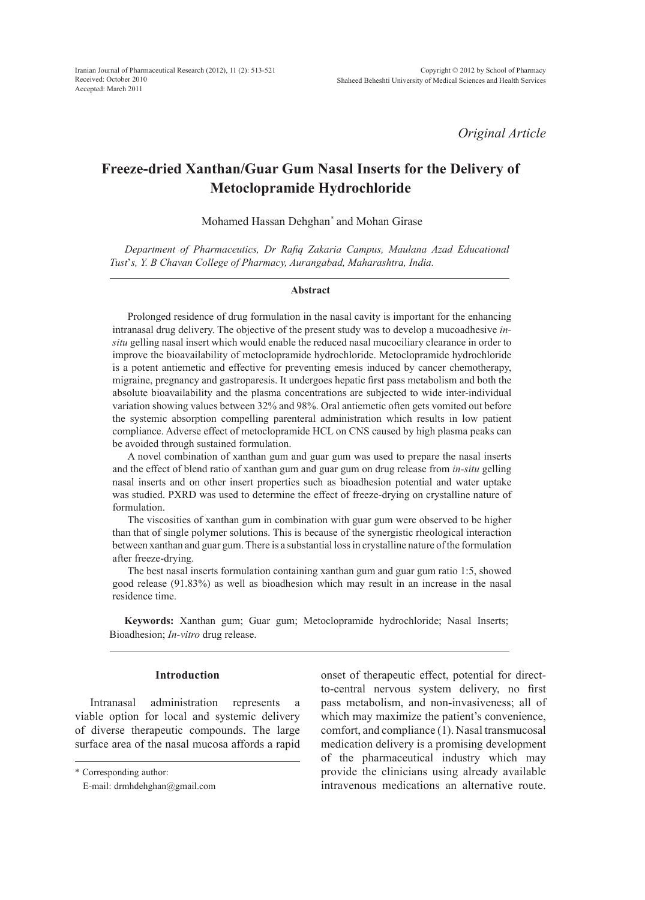*Original Article*

# Freeze-dried Xanthan/Guar Gum Nasal Inserts for the Delivery of Metoclopramide Hydrochloride

Mohamed Hassan Dehghan* and Mohan Girase

*Department of Pharmaceutics, Dr Rafiq Zakaria Campus, Maulana Azad Educational Tust's, Y. B Chavan College of Pharmacy, Aurangabad, Maharashtra, India.*

### Abstract

Prolonged residence of drug formulation in the nasal cavity is important for the enhancing intranasal drug delivery. The objective of the present study was to develop a mucoadhesive *in-situ* gelling nasal insert which would enable the reduced nasal mucociliary clearance in order to improve the bioavailability of metoclopramide hydrochloride. Metoclopramide hydrochloride is a potent antiemetic and effective for preventing emesis induced by cancer chemotherapy, migraine, pregnancy and gastroparesis. It undergoes hepatic first pass metabolism and both the absolute bioavailability and the plasma concentrations are subjected to wide inter-individual variation showing values between 32% and 98%. Oral antiemetic often gets vomited out before the systemic absorption compelling parenteral administration which results in low patient compliance. Adverse effect of metoclopramide HCL on CNS caused by high plasma peaks can be avoided through sustained formulation.

A novel combination of xanthan gum and guar gum was used to prepare the nasal inserts and the effect of blend ratio of xanthan gum and guar gum on drug release from *in-situ* gelling nasal inserts and on other insert properties such as bioadhesion potential and water uptake was studied. PXRD was used to determine the effect of freeze-drying on crystalline nature of formulation.

The viscosities of xanthan gum in combination with guar gum were observed to be higher than that of single polymer solutions. This is because of the synergistic rheological interaction between xanthan and guar gum. There is a substantial loss in crystalline nature of the formulation after freeze-drying.

The best nasal inserts formulation containing xanthan gum and guar gum ratio 1:5, showed good release (91.83%) as well as bioadhesion which may result in an increase in the nasal residence time.

**Keywords:** Xanthan gum; Guar gum; Metoclopramide hydrochloride; Nasal Inserts; Bioadhesion; *In-vitro* drug release.

## Introduction

Intranasal administration represents a viable option for local and systemic delivery of diverse therapeutic compounds. The large surface area of the nasal mucosa affords a rapid onset of therapeutic effect, potential for direct-to-central nervous system delivery, no first pass metabolism, and non-invasiveness; all of which may maximize the patient's convenience, comfort, and compliance (1). Nasal transmucosal medication delivery is a promising development of the pharmaceutical industry which may provide the clinicians using already available intravenous medications an alternative route.

\* Corresponding author:
E-mail: drmhdehghan@gmail.com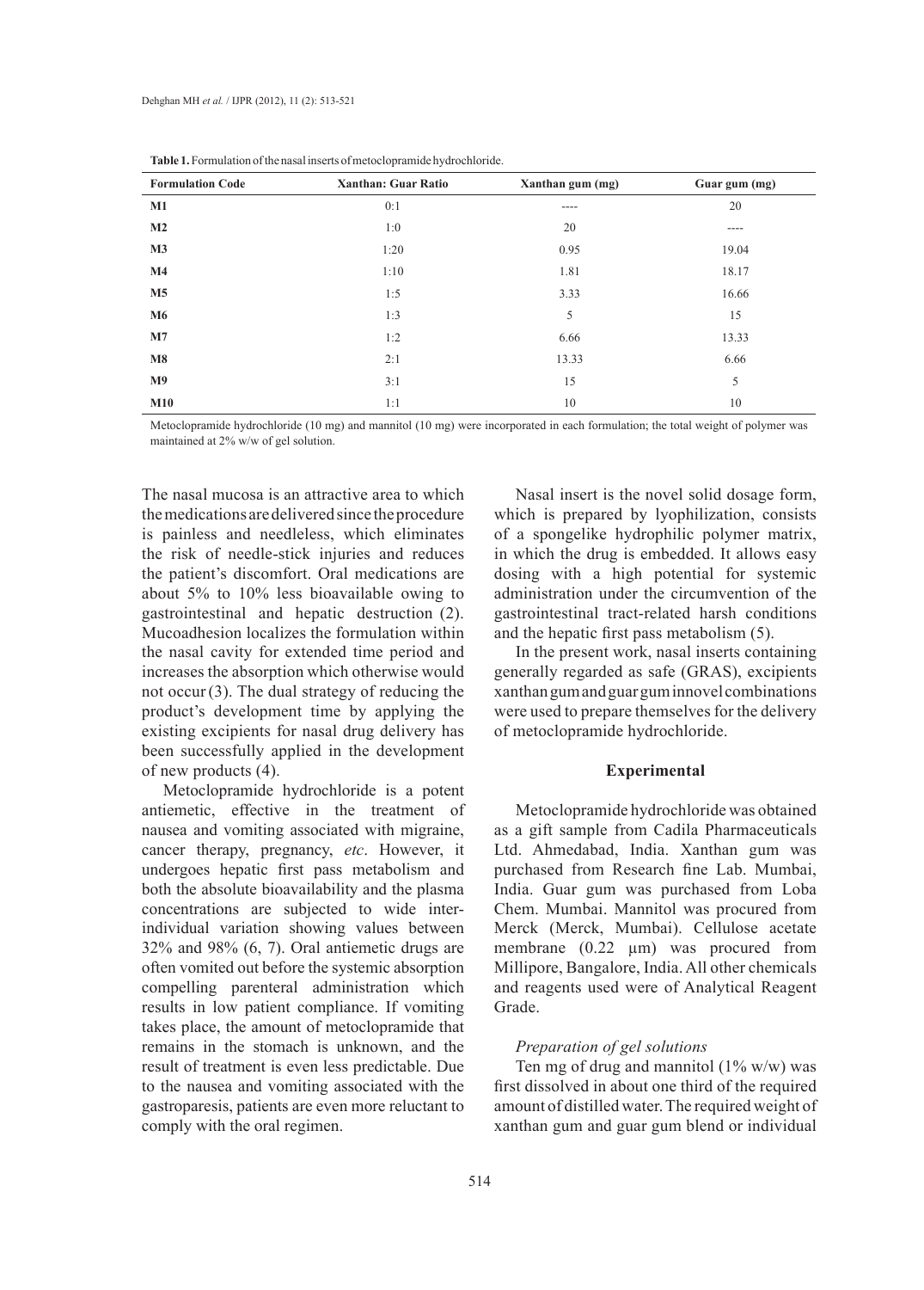**Table 1.** Formulation of the nasal inserts of metoclopramide hydrochloride.

| Formulation Code | Xanthan: Guar Ratio | Xanthan gum (mg) | Guar gum (mg) |
|---|---|---|---|
| **M1** | 0:1 | ---- | 20 |
| **M2** | 1:0 | 20 | ---- |
| **M3** | 1:20 | 0.95 | 19.04 |
| **M4** | 1:10 | 1.81 | 18.17 |
| **M5** | 1:5 | 3.33 | 16.66 |
| **M6** | 1:3 | 5 | 15 |
| **M7** | 1:2 | 6.66 | 13.33 |
| **M8** | 2:1 | 13.33 | 6.66 |
| **M9** | 3:1 | 15 | 5 |
| **M10** | 1:1 | 10 | 10 |

Metoclopramide hydrochloride (10 mg) and mannitol (10 mg) were incorporated in each formulation; the total weight of polymer was maintained at 2% w/w of gel solution.

The nasal mucosa is an attractive area to which the medications are delivered since the procedure is painless and needleless, which eliminates the risk of needle-stick injuries and reduces the patient's discomfort. Oral medications are about 5% to 10% less bioavailable owing to gastrointestinal and hepatic destruction (2). Mucoadhesion localizes the formulation within the nasal cavity for extended time period and increases the absorption which otherwise would not occur (3). The dual strategy of reducing the product's development time by applying the existing excipients for nasal drug delivery has been successfully applied in the development of new products (4).

Metoclopramide hydrochloride is a potent antiemetic, effective in the treatment of nausea and vomiting associated with migraine, cancer therapy, pregnancy, *etc*. However, it undergoes hepatic first pass metabolism and both the absolute bioavailability and the plasma concentrations are subjected to wide inter-individual variation showing values between 32% and 98% (6, 7). Oral antiemetic drugs are often vomited out before the systemic absorption compelling parenteral administration which results in low patient compliance. If vomiting takes place, the amount of metoclopramide that remains in the stomach is unknown, and the result of treatment is even less predictable. Due to the nausea and vomiting associated with the gastroparesis, patients are even more reluctant to comply with the oral regimen.

Nasal insert is the novel solid dosage form, which is prepared by lyophilization, consists of a spongelike hydrophilic polymer matrix, in which the drug is embedded. It allows easy dosing with a high potential for systemic administration under the circumvention of the gastrointestinal tract-related harsh conditions and the hepatic first pass metabolism (5).

In the present work, nasal inserts containing generally regarded as safe (GRAS), excipients xanthan gum and guar gum in novel combinations were used to prepare themselves for the delivery of metoclopramide hydrochloride.

## Experimental

Metoclopramide hydrochloride was obtained as a gift sample from Cadila Pharmaceuticals Ltd. Ahmedabad, India. Xanthan gum was purchased from Research fine Lab. Mumbai, India. Guar gum was purchased from Loba Chem. Mumbai. Mannitol was procured from Merck (Merck, Mumbai). Cellulose acetate membrane (0.22 µm) was procured from Millipore, Bangalore, India. All other chemicals and reagents used were of Analytical Reagent Grade.

### *Preparation of gel solutions*

Ten mg of drug and mannitol (1% w/w) was first dissolved in about one third of the required amount of distilled water. The required weight of xanthan gum and guar gum blend or individual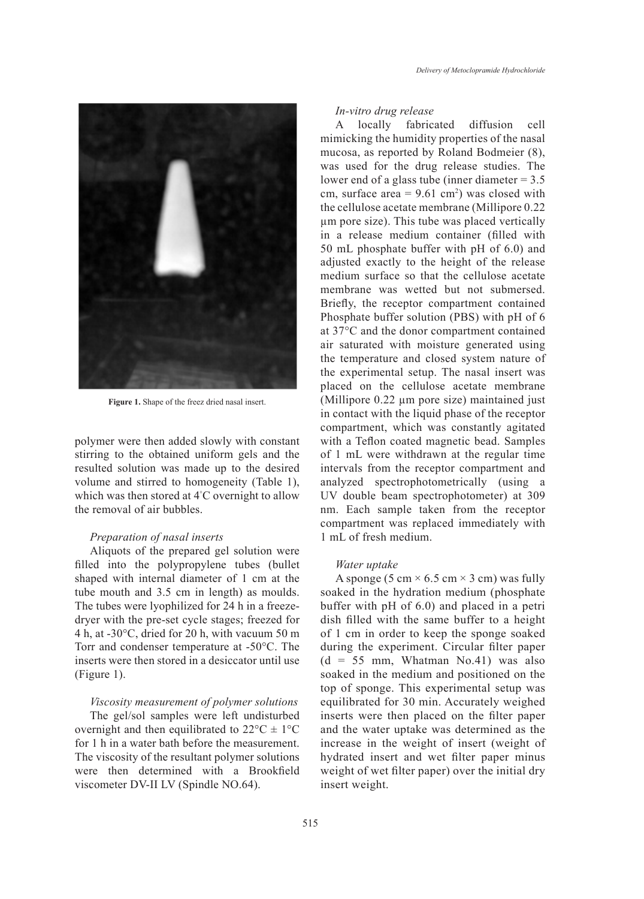Figure 1. Shape of the freez dried nasal insert.

polymer were then added slowly with constant stirring to the obtained uniform gels and the resulted solution was made up to the desired volume and stirred to homogeneity (Table 1), which was then stored at 4°C overnight to allow the removal of air bubbles.

*Preparation of nasal inserts*

Aliquots of the prepared gel solution were filled into the polypropylene tubes (bullet shaped with internal diameter of 1 cm at the tube mouth and 3.5 cm in length) as moulds. The tubes were lyophilized for 24 h in a freeze-dryer with the pre-set cycle stages; freezed for 4 h, at -30°C, dried for 20 h, with vacuum 50 m Torr and condenser temperature at -50°C. The inserts were then stored in a desiccator until use (Figure 1).

*Viscosity measurement of polymer solutions*

The gel/sol samples were left undisturbed overnight and then equilibrated to 22°C ± 1°C for 1 h in a water bath before the measurement. The viscosity of the resultant polymer solutions were then determined with a Brookfield viscometer DV-II LV (Spindle NO.64).

*In-vitro drug release*

A locally fabricated diffusion cell mimicking the humidity properties of the nasal mucosa, as reported by Roland Bodmeier (8), was used for the drug release studies. The lower end of a glass tube (inner diameter = 3.5 cm, surface area = 9.61 $cm^2$) was closed with the cellulose acetate membrane (Millipore 0.22 µm pore size). This tube was placed vertically in a release medium container (filled with 50 mL phosphate buffer with pH of 6.0) and adjusted exactly to the height of the release medium surface so that the cellulose acetate membrane was wetted but not submersed. Briefly, the receptor compartment contained Phosphate buffer solution (PBS) with pH of 6 at 37°C and the donor compartment contained air saturated with moisture generated using the temperature and closed system nature of the experimental setup. The nasal insert was placed on the cellulose acetate membrane (Millipore 0.22 µm pore size) maintained just in contact with the liquid phase of the receptor compartment, which was constantly agitated with a Teflon coated magnetic bead. Samples of 1 mL were withdrawn at the regular time intervals from the receptor compartment and analyzed spectrophotometrically (using a UV double beam spectrophotometer) at 309 nm. Each sample taken from the receptor compartment was replaced immediately with 1 mL of fresh medium.

*Water uptake*

A sponge (5 cm × 6.5 cm × 3 cm) was fully soaked in the hydration medium (phosphate buffer with pH of 6.0) and placed in a petri dish filled with the same buffer to a height of 1 cm in order to keep the sponge soaked during the experiment. Circular filter paper (d = 55 mm, Whatman No.41) was also soaked in the medium and positioned on the top of sponge. This experimental setup was equilibrated for 30 min. Accurately weighed inserts were then placed on the filter paper and the water uptake was determined as the increase in the weight of insert (weight of hydrated insert and wet filter paper minus weight of wet filter paper) over the initial dry insert weight.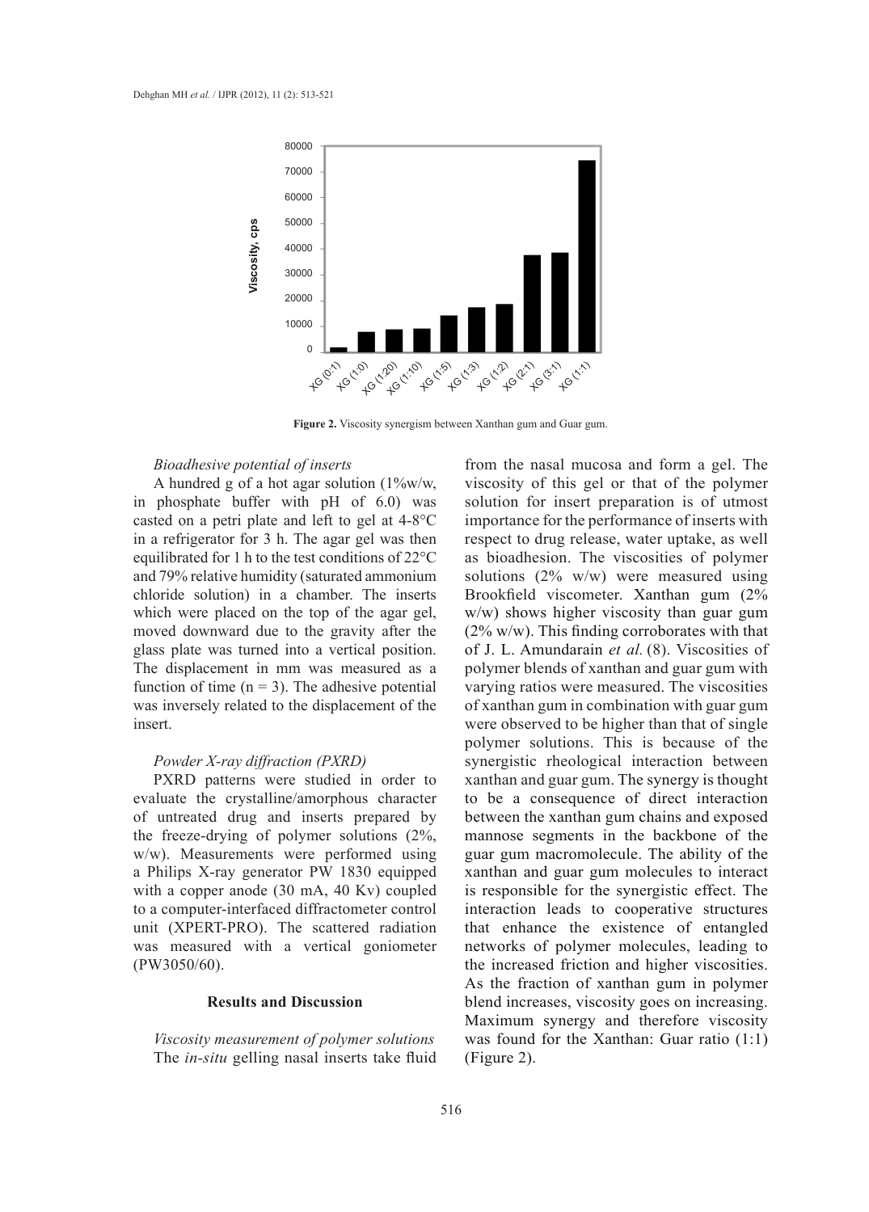Figure 2. Viscosity synergism between Xanthan gum and Guar gum.

*Bioadhesive potential of inserts*

A hundred g of a hot agar solution (1%w/w, in phosphate buffer with pH of 6.0) was casted on a petri plate and left to gel at 4-8°C in a refrigerator for 3 h. The agar gel was then equilibrated for 1 h to the test conditions of 22°C and 79% relative humidity (saturated ammonium chloride solution) in a chamber. The inserts which were placed on the top of the agar gel, moved downward due to the gravity after the glass plate was turned into a vertical position. The displacement in mm was measured as a function of time (n = 3). The adhesive potential was inversely related to the displacement of the insert.

*Powder X-ray diffraction (PXRD)*

PXRD patterns were studied in order to evaluate the crystalline/amorphous character of untreated drug and inserts prepared by the freeze-drying of polymer solutions (2%, w/w). Measurements were performed using a Philips X-ray generator PW 1830 equipped with a copper anode (30 mA, 40 Kv) coupled to a computer-interfaced diffractometer control unit (XPERT-PRO). The scattered radiation was measured with a vertical goniometer (PW3050/60).

## Results and Discussion

*Viscosity measurement of polymer solutions*

The *in-situ* gelling nasal inserts take fluid from the nasal mucosa and form a gel. The viscosity of this gel or that of the polymer solution for insert preparation is of utmost importance for the performance of inserts with respect to drug release, water uptake, as well as bioadhesion. The viscosities of polymer solutions (2% w/w) were measured using Brookfield viscometer. Xanthan gum (2% w/w) shows higher viscosity than guar gum (2% w/w). This finding corroborates with that of J. L. Amundarain *et al.* (8). Viscosities of polymer blends of xanthan and guar gum with varying ratios were measured. The viscosities of xanthan gum in combination with guar gum were observed to be higher than that of single polymer solutions. This is because of the synergistic rheological interaction between xanthan and guar gum. The synergy is thought to be a consequence of direct interaction between the xanthan gum chains and exposed mannose segments in the backbone of the guar gum macromolecule. The ability of the xanthan and guar gum molecules to interact is responsible for the synergistic effect. The interaction leads to cooperative structures that enhance the existence of entangled networks of polymer molecules, leading to the increased friction and higher viscosities. As the fraction of xanthan gum in polymer blend increases, viscosity goes on increasing. Maximum synergy and therefore viscosity was found for the Xanthan: Guar ratio (1:1) (Figure 2).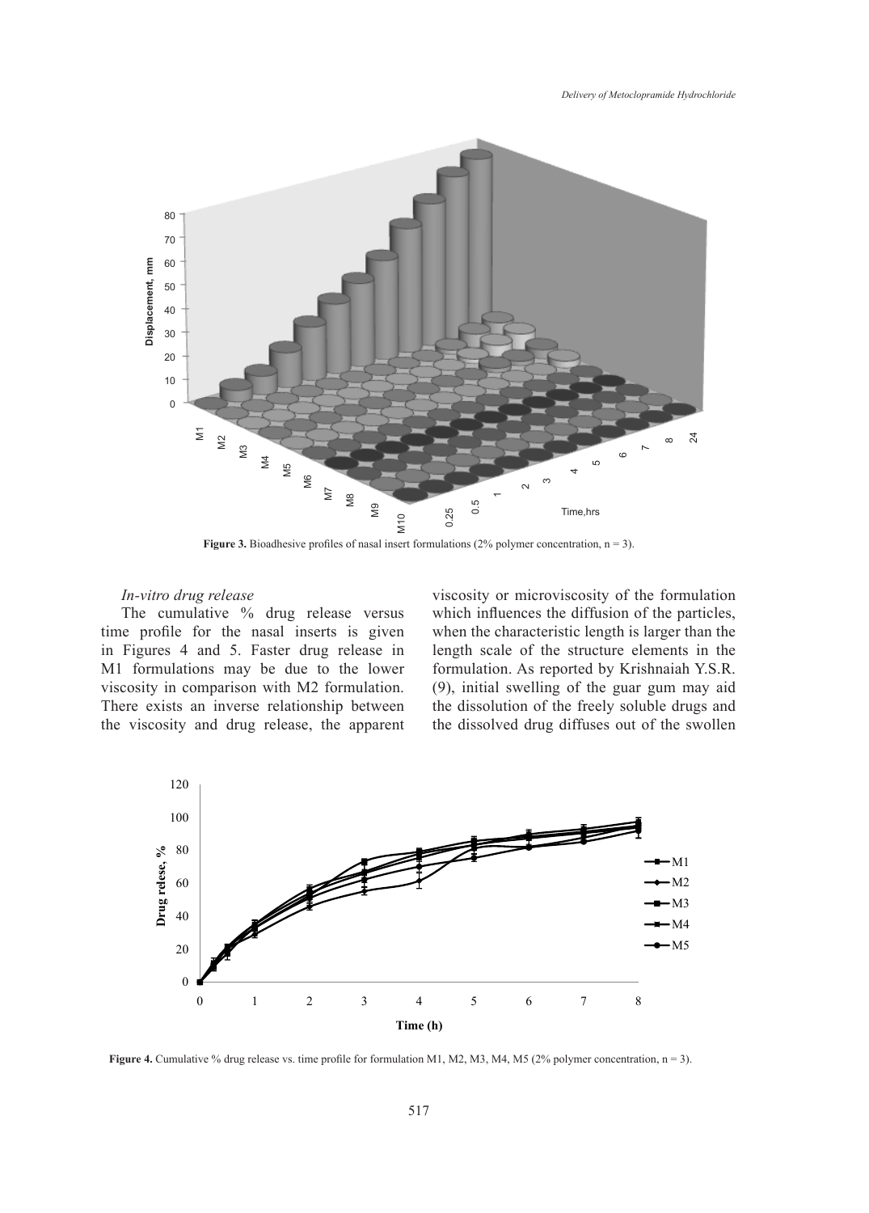**Figure 3.** Bioadhesive profiles of nasal insert formulations (2% polymer concentration, n = 3).

*In-vitro drug release*

The cumulative % drug release versus time profile for the nasal inserts is given in Figures 4 and 5. Faster drug release in M1 formulations may be due to the lower viscosity in comparison with M2 formulation. There exists an inverse relationship between the viscosity and drug release, the apparent viscosity or microviscosity of the formulation which influences the diffusion of the particles, when the characteristic length is larger than the length scale of the structure elements in the formulation. As reported by Krishnaiah Y.S.R. (9), initial swelling of the guar gum may aid the dissolution of the freely soluble drugs and the dissolved drug diffuses out of the swollen

**Figure 4.** Cumulative % drug release vs. time profile for formulation M1, M2, M3, M4, M5 (2% polymer concentration, n = 3).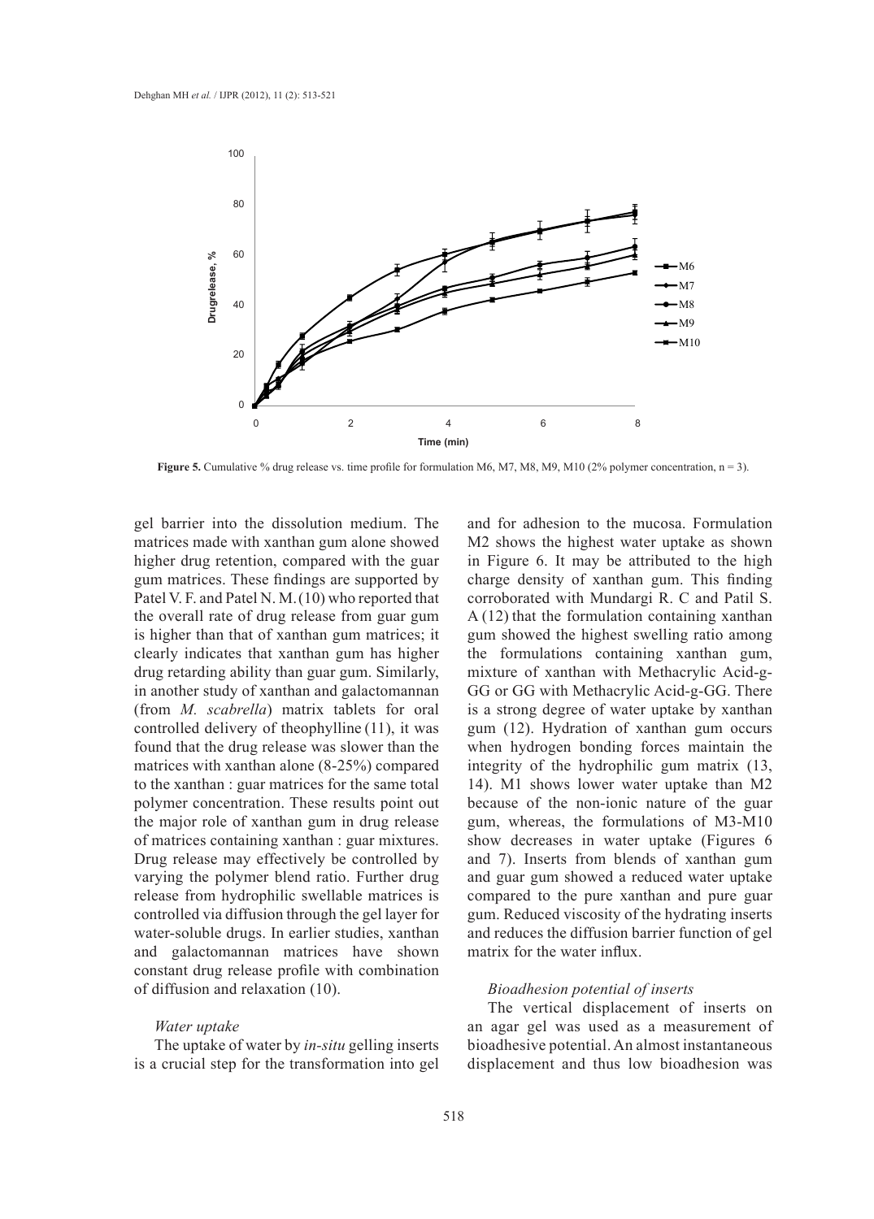**Figure 5.** Cumulative % drug release vs. time profile for formulation M6, M7, M8, M9, M10 (2% polymer concentration, n = 3).

gel barrier into the dissolution medium. The matrices made with xanthan gum alone showed higher drug retention, compared with the guar gum matrices. These findings are supported by Patel V. F. and Patel N. M. (10) who reported that the overall rate of drug release from guar gum is higher than that of xanthan gum matrices; it clearly indicates that xanthan gum has higher drug retarding ability than guar gum. Similarly, in another study of xanthan and galactomannan (from *M. scabrella*) matrix tablets for oral controlled delivery of theophylline (11), it was found that the drug release was slower than the matrices with xanthan alone (8-25%) compared to the xanthan : guar matrices for the same total polymer concentration. These results point out the major role of xanthan gum in drug release of matrices containing xanthan : guar mixtures. Drug release may effectively be controlled by varying the polymer blend ratio. Further drug release from hydrophilic swellable matrices is controlled via diffusion through the gel layer for water-soluble drugs. In earlier studies, xanthan and galactomannan matrices have shown constant drug release profile with combination of diffusion and relaxation (10).

*Water uptake*

The uptake of water by *in-situ* gelling inserts is a crucial step for the transformation into gel and for adhesion to the mucosa. Formulation M2 shows the highest water uptake as shown in Figure 6. It may be attributed to the high charge density of xanthan gum. This finding corroborated with Mundargi R. C and Patil S. A (12) that the formulation containing xanthan gum showed the highest swelling ratio among the formulations containing xanthan gum, mixture of xanthan with Methacrylic Acid-g-GG or GG with Methacrylic Acid-g-GG. There is a strong degree of water uptake by xanthan gum (12). Hydration of xanthan gum occurs when hydrogen bonding forces maintain the integrity of the hydrophilic gum matrix (13, 14). M1 shows lower water uptake than M2 because of the non-ionic nature of the guar gum, whereas, the formulations of M3-M10 show decreases in water uptake (Figures 6 and 7). Inserts from blends of xanthan gum and guar gum showed a reduced water uptake compared to the pure xanthan and pure guar gum. Reduced viscosity of the hydrating inserts and reduces the diffusion barrier function of gel matrix for the water influx.

*Bioadhesion potential of inserts*

The vertical displacement of inserts on an agar gel was used as a measurement of bioadhesive potential. An almost instantaneous displacement and thus low bioadhesion was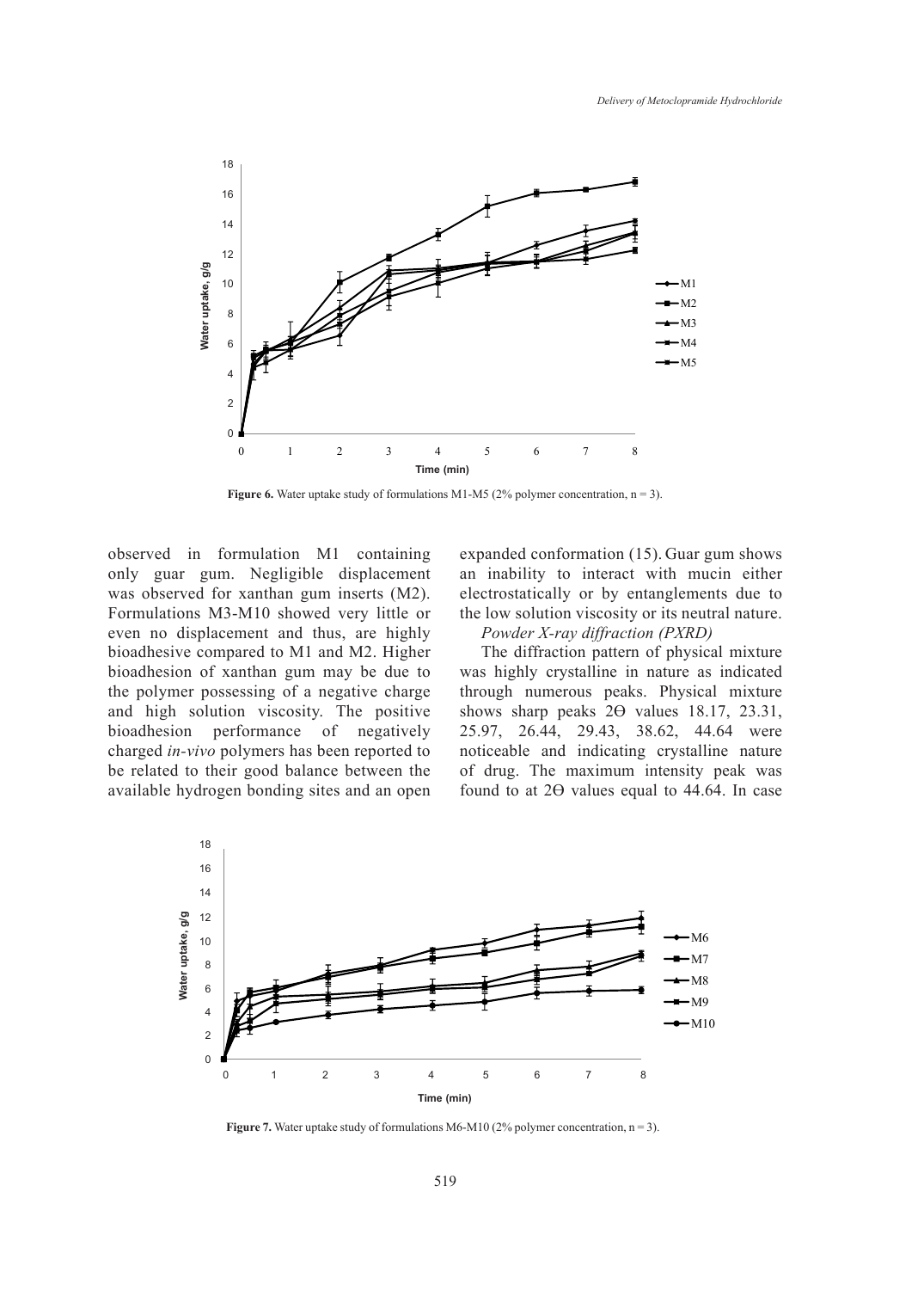Figure 6. Water uptake study of formulations M1-M5 (2% polymer concentration, n = 3).

observed in formulation M1 containing only guar gum. Negligible displacement was observed for xanthan gum inserts (M2). Formulations M3-M10 showed very little or even no displacement and thus, are highly bioadhesive compared to M1 and M2. Higher bioadhesion of xanthan gum may be due to the polymer possessing of a negative charge and high solution viscosity. The positive bioadhesion performance of negatively charged *in-vivo* polymers has been reported to be related to their good balance between the available hydrogen bonding sites and an open expanded conformation (15). Guar gum shows an inability to interact with mucin either electrostatically or by entanglements due to the low solution viscosity or its neutral nature.

*Powder X-ray diffraction (PXRD)*

The diffraction pattern of physical mixture was highly crystalline in nature as indicated through numerous peaks. Physical mixture shows sharp peaks 2Θ values 18.17, 23.31, 25.97, 26.44, 29.43, 38.62, 44.64 were noticeable and indicating crystalline nature of drug. The maximum intensity peak was found to at 2Θ values equal to 44.64. In case

Figure 7. Water uptake study of formulations M6-M10 (2% polymer concentration, n = 3).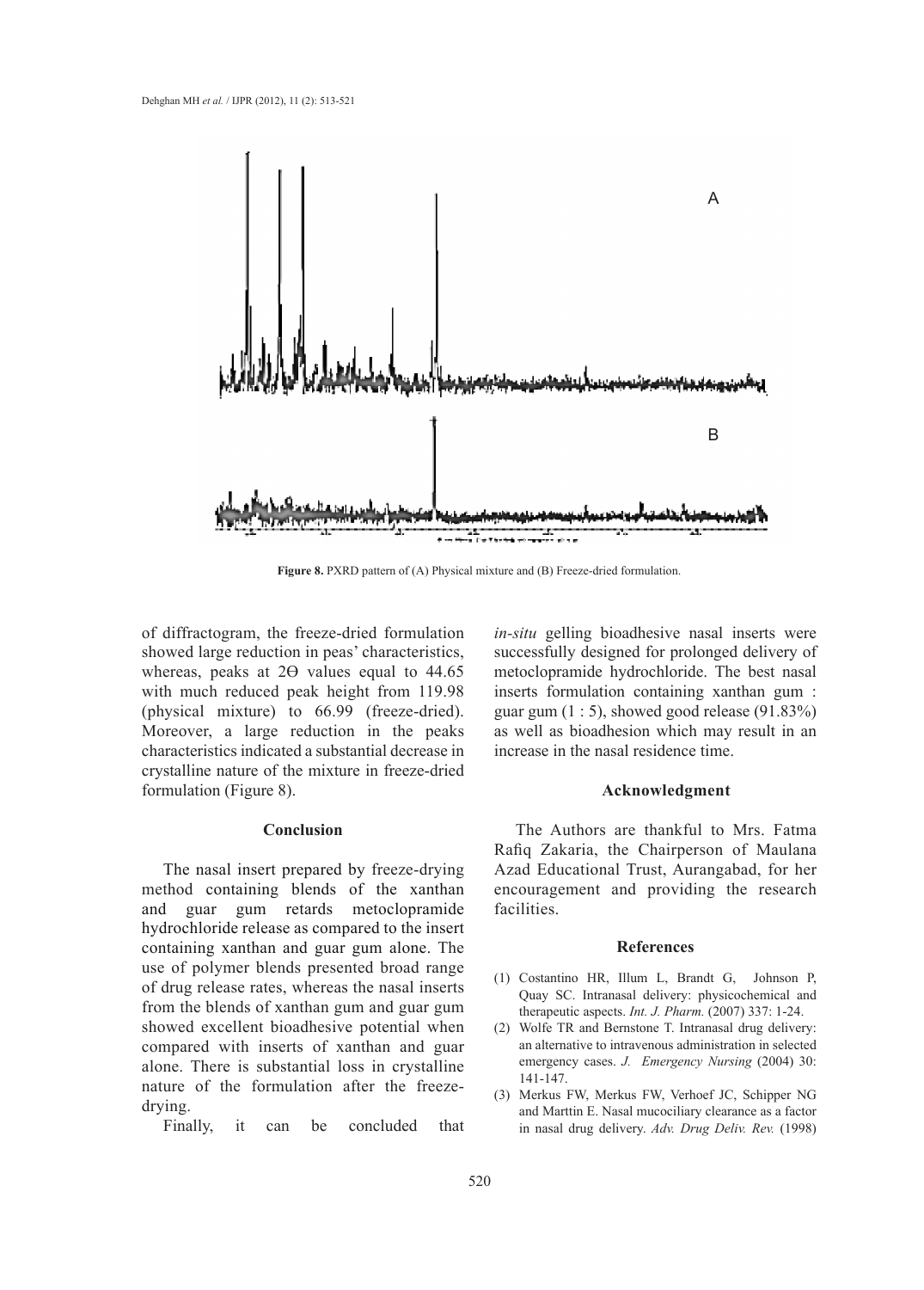Figure 8. PXRD pattern of (A) Physical mixture and (B) Freeze-dried formulation.

of diffractogram, the freeze-dried formulation showed large reduction in peas' characteristics, whereas, peaks at 2Ɵ values equal to 44.65 with much reduced peak height from 119.98 (physical mixture) to 66.99 (freeze-dried). Moreover, a large reduction in the peaks characteristics indicated a substantial decrease in crystalline nature of the mixture in freeze-dried formulation (Figure 8).

## Conclusion

The nasal insert prepared by freeze-drying method containing blends of the xanthan and guar gum retards metoclopramide hydrochloride release as compared to the insert containing xanthan and guar gum alone. The use of polymer blends presented broad range of drug release rates, whereas the nasal inserts from the blends of xanthan gum and guar gum showed excellent bioadhesive potential when compared with inserts of xanthan and guar alone. There is substantial loss in crystalline nature of the formulation after the freeze-drying.

Finally, it can be concluded that *in-situ* gelling bioadhesive nasal inserts were successfully designed for prolonged delivery of metoclopramide hydrochloride. The best nasal inserts formulation containing xanthan gum : guar gum (1 : 5), showed good release (91.83%) as well as bioadhesion which may result in an increase in the nasal residence time.

## Acknowledgment

The Authors are thankful to Mrs. Fatma Rafiq Zakaria, the Chairperson of Maulana Azad Educational Trust, Aurangabad, for her encouragement and providing the research facilities.

## References

(1) Costantino HR, Illum L, Brandt G, Johnson P, Quay SC. Intranasal delivery: physicochemical and therapeutic aspects. *Int. J. Pharm.* (2007) 337: 1-24.

(2) Wolfe TR and Bernstone T. Intranasal drug delivery: an alternative to intravenous administration in selected emergency cases. *J. Emergency Nursing* (2004) 30: 141-147.

(3) Merkus FW, Merkus FW, Verhoef JC, Schipper NG and Marttin E. Nasal mucociliary clearance as a factor in nasal drug delivery. *Adv. Drug Deliv. Rev.* (1998)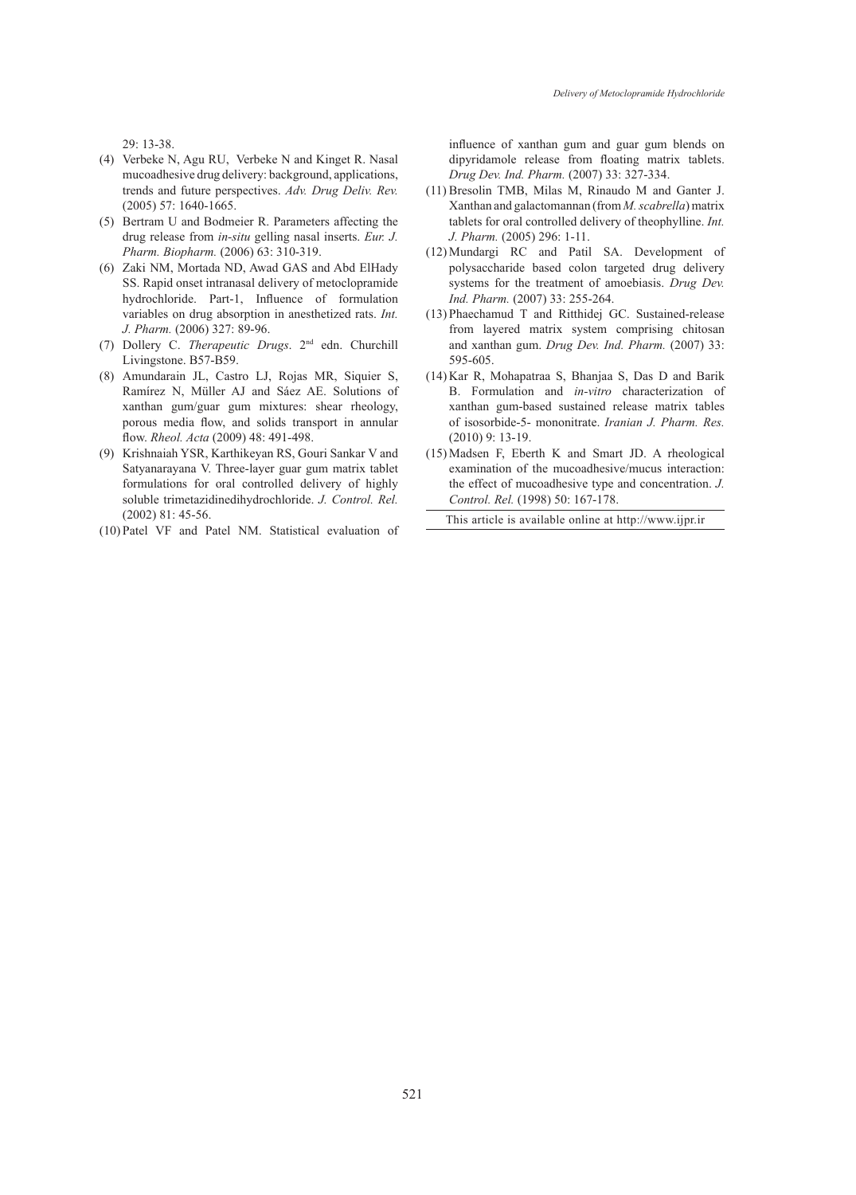29: 13-38.

(4) Verbeke N, Agu RU, Verbeke N and Kinget R. Nasal mucoadhesive drug delivery: background, applications, trends and future perspectives. *Adv. Drug Deliv. Rev.* (2005) 57: 1640-1665.

(5) Bertram U and Bodmeier R. Parameters affecting the drug release from *in-situ* gelling nasal inserts. *Eur. J. Pharm. Biopharm.* (2006) 63: 310-319.

(6) Zaki NM, Mortada ND, Awad GAS and Abd ElHady SS. Rapid onset intranasal delivery of metoclopramide hydrochloride. Part-1, Influence of formulation variables on drug absorption in anesthetized rats. *Int. J. Pharm.* (2006) 327: 89-96.

(7) Dollery C. *Therapeutic Drugs*. 2nd edn. Churchill Livingstone. B57-B59.

(8) Amundarain JL, Castro LJ, Rojas MR, Siquier S, Ramírez N, Müller AJ and Sáez AE. Solutions of xanthan gum/guar gum mixtures: shear rheology, porous media flow, and solids transport in annular flow. *Rheol. Acta* (2009) 48: 491-498.

(9) Krishnaiah YSR, Karthikeyan RS, Gouri Sankar V and Satyanarayana V. Three-layer guar gum matrix tablet formulations for oral controlled delivery of highly soluble trimetazidinedihydrochloride. *J. Control. Rel.* (2002) 81: 45-56.

(10) Patel VF and Patel NM. Statistical evaluation of influence of xanthan gum and guar gum blends on dipyridamole release from floating matrix tablets. *Drug Dev. Ind. Pharm.* (2007) 33: 327-334.

(11) Bresolin TMB, Milas M, Rinaudo M and Ganter J. Xanthan and galactomannan (from *M. scabrella*) matrix tablets for oral controlled delivery of theophylline. *Int. J. Pharm.* (2005) 296: 1-11.

(12) Mundargi RC and Patil SA. Development of polysaccharide based colon targeted drug delivery systems for the treatment of amoebiasis. *Drug Dev. Ind. Pharm.* (2007) 33: 255-264.

(13) Phaechamud T and Ritthidej GC. Sustained-release from layered matrix system comprising chitosan and xanthan gum. *Drug Dev. Ind. Pharm.* (2007) 33: 595-605.

(14) Kar R, Mohapatraa S, Bhanjaa S, Das D and Barik B. Formulation and *in-vitro* characterization of xanthan gum-based sustained release matrix tables of isosorbide-5- mononitrate. *Iranian J. Pharm. Res.* (2010) 9: 13-19.

(15) Madsen F, Eberth K and Smart JD. A rheological examination of the mucoadhesive/mucus interaction: the effect of mucoadhesive type and concentration. *J. Control. Rel.* (1998) 50: 167-178.

This article is available online at http://www.ijpr.ir